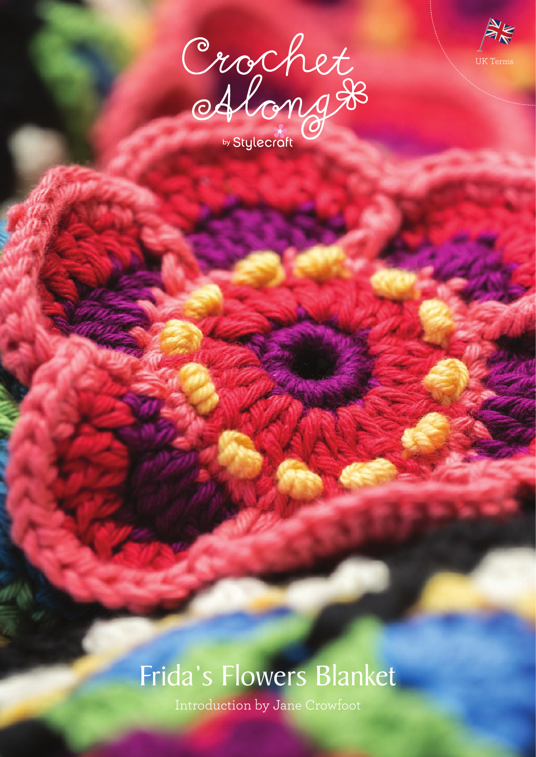Crochet Along by Stylecraft

UK Terms

# Frida's Flowers Blanket

Introduction by Jane Crowfoot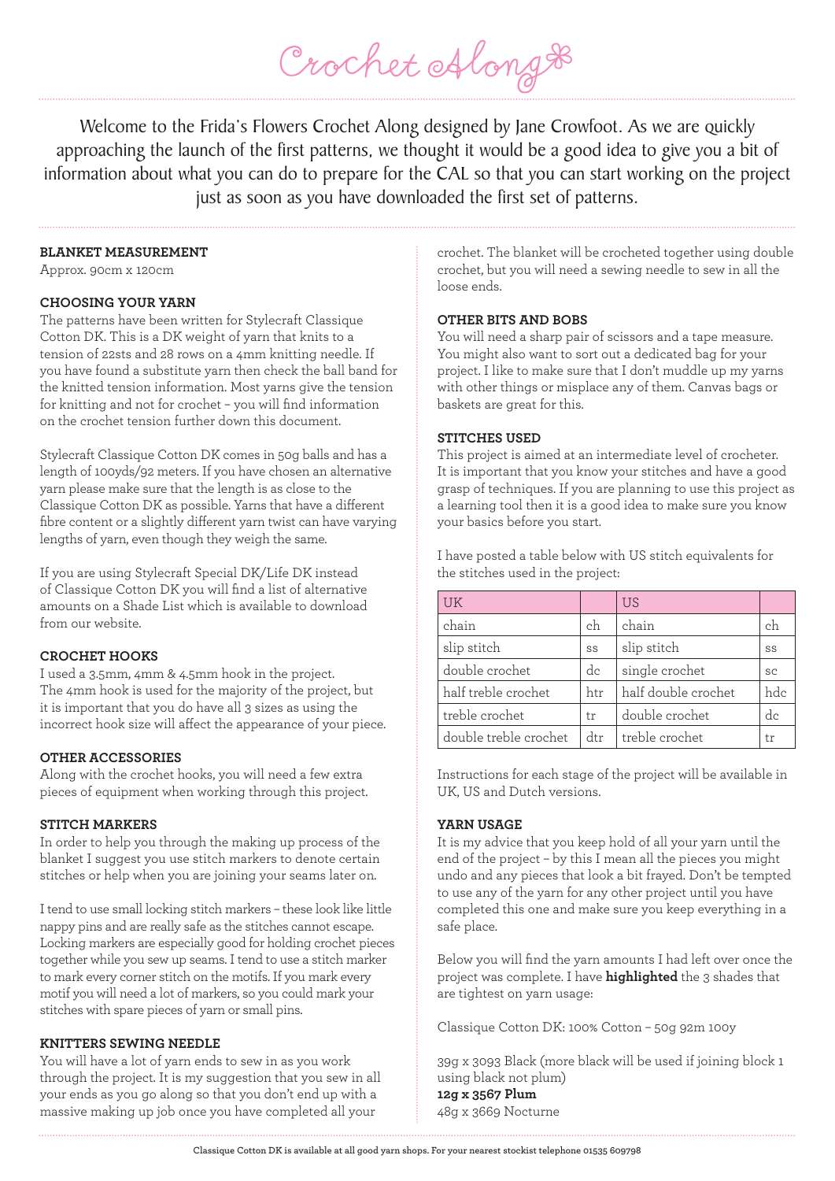# Crochet Along

Welcome to the Frida's Flowers Crochet Along designed by Jane Crowfoot. As we are quickly approaching the launch of the first patterns, we thought it would be a good idea to give you a bit of information about what you can do to prepare for the CAL so that you can start working on the project just as soon as you have downloaded the first set of patterns.

## BLANKET MEASUREMENT

Approx. 90cm x 120cm

## CHOOSING YOUR YARN

The patterns have been written for Stylecraft Classique Cotton DK. This is a DK weight of yarn that knits to a tension of 22sts and 28 rows on a 4mm knitting needle. If you have found a substitute yarn then check the ball band for the knitted tension information. Most yarns give the tension for knitting and not for crochet – you will find information on the crochet tension further down this document.

Stylecraft Classique Cotton DK comes in 50g balls and has a length of 100yds/92 meters. If you have chosen an alternative yarn please make sure that the length is as close to the Classique Cotton DK as possible. Yarns that have a different fibre content or a slightly different yarn twist can have varying lengths of yarn, even though they weigh the same.

If you are using Stylecraft Special DK/Life DK instead of Classique Cotton DK you will find a list of alternative amounts on a Shade List which is available to download from our website.

## CROCHET HOOKS

I used a 3.5mm, 4mm & 4.5mm hook in the project. The 4mm hook is used for the majority of the project, but it is important that you do have all 3 sizes as using the incorrect hook size will affect the appearance of your piece.

## OTHER ACCESSORIES

Along with the crochet hooks, you will need a few extra pieces of equipment when working through this project.

## STITCH MARKERS

In order to help you through the making up process of the blanket I suggest you use stitch markers to denote certain stitches or help when you are joining your seams later on.

I tend to use small locking stitch markers – these look like little nappy pins and are really safe as the stitches cannot escape. Locking markers are especially good for holding crochet pieces together while you sew up seams. I tend to use a stitch marker to mark every corner stitch on the motifs. If you mark every motif you will need a lot of markers, so you could mark your stitches with spare pieces of yarn or small pins.

## KNITTERS SEWING NEEDLE

You will have a lot of yarn ends to sew in as you work through the project. It is my suggestion that you sew in all your ends as you go along so that you don't end up with a massive making up job once you have completed all your crochet. The blanket will be crocheted together using double crochet, but you will need a sewing needle to sew in all the loose ends.

## OTHER BITS AND BOBS

You will need a sharp pair of scissors and a tape measure. You might also want to sort out a dedicated bag for your project. I like to make sure that I don't muddle up my yarns with other things or misplace any of them. Canvas bags or baskets are great for this.

## STITCHES USED

This project is aimed at an intermediate level of crocheter. It is important that you know your stitches and have a good grasp of techniques. If you are planning to use this project as a learning tool then it is a good idea to make sure you know your basics before you start.

I have posted a table below with US stitch equivalents for the stitches used in the project:

| UK | | US | |
|---|---|---|---|
| chain | ch | chain | ch |
| slip stitch | ss | slip stitch | ss |
| double crochet | dc | single crochet | sc |
| half treble crochet | htr | half double crochet | hdc |
| treble crochet | tr | double crochet | dc |
| double treble crochet | dtr | treble crochet | tr |

Instructions for each stage of the project will be available in UK, US and Dutch versions.

## YARN USAGE

It is my advice that you keep hold of all your yarn until the end of the project – by this I mean all the pieces you might undo and any pieces that look a bit frayed. Don't be tempted to use any of the yarn for any other project until you have completed this one and make sure you keep everything in a safe place.

Below you will find the yarn amounts I had left over once the project was complete. I have **highlighted** the 3 shades that are tightest on yarn usage:

Classique Cotton DK: 100% Cotton – 50g 92m 100y

39g x 3093 Black (more black will be used if joining block 1 using black not plum)
**12g x 3567 Plum**
48g x 3669 Nocturne

Classique Cotton DK is available at all good yarn shops. For your nearest stockist telephone 01535 609798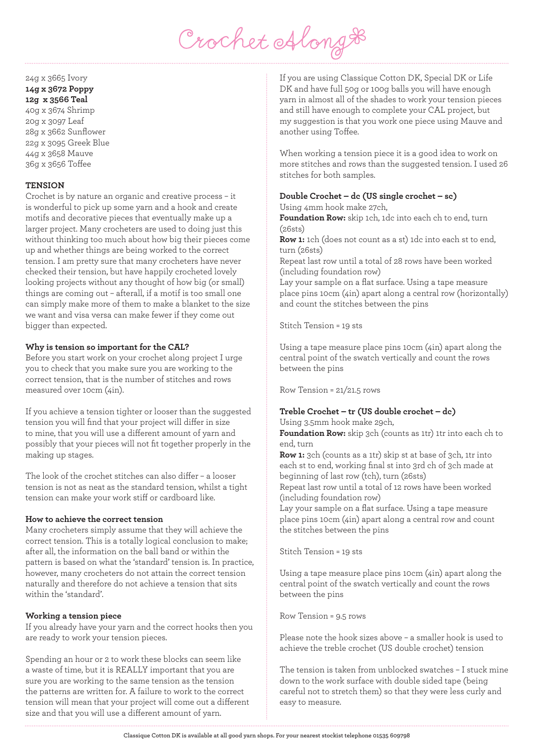# Crochet Along

24g x 3665 Ivory
**14g x 3672 Poppy**
**12g x 3566 Teal**
40g x 3674 Shrimp
20g x 3097 Leaf
28g x 3662 Sunflower
22g x 3095 Greek Blue
44g x 3658 Mauve
36g x 3656 Toffee

## TENSION

Crochet is by nature an organic and creative process – it is wonderful to pick up some yarn and a hook and create motifs and decorative pieces that eventually make up a larger project. Many crocheters are used to doing just this without thinking too much about how big their pieces come up and whether things are being worked to the correct tension. I am pretty sure that many crocheters have never checked their tension, but have happily crocheted lovely looking projects without any thought of how big (or small) things are coming out – afterall, if a motif is too small one can simply make more of them to make a blanket to the size we want and visa versa can make fewer if they come out bigger than expected.

### Why is tension so important for the CAL?

Before you start work on your crochet along project I urge you to check that you make sure you are working to the correct tension, that is the number of stitches and rows measured over 10cm (4in).

If you achieve a tension tighter or looser than the suggested tension you will find that your project will differ in size to mine, that you will use a different amount of yarn and possibly that your pieces will not fit together properly in the making up stages.

The look of the crochet stitches can also differ – a looser tension is not as neat as the standard tension, whilst a tight tension can make your work stiff or cardboard like.

### How to achieve the correct tension

Many crocheters simply assume that they will achieve the correct tension. This is a totally logical conclusion to make; after all, the information on the ball band or within the pattern is based on what the 'standard' tension is. In practice, however, many crocheters do not attain the correct tension naturally and therefore do not achieve a tension that sits within the 'standard'.

### Working a tension piece

If you already have your yarn and the correct hooks then you are ready to work your tension pieces.

Spending an hour or 2 to work these blocks can seem like a waste of time, but it is REALLY important that you are sure you are working to the same tension as the tension the patterns are written for. A failure to work to the correct tension will mean that your project will come out a different size and that you will use a different amount of yarn.

If you are using Classique Cotton DK, Special DK or Life DK and have full 50g or 100g balls you will have enough yarn in almost all of the shades to work your tension pieces and still have enough to complete your CAL project, but my suggestion is that you work one piece using Mauve and another using Toffee.

When working a tension piece it is a good idea to work on more stitches and rows than the suggested tension. I used 26 stitches for both samples.

### Double Crochet – dc (US single crochet – sc)

Using 4mm hook make 27ch,

**Foundation Row:** skip 1ch, 1dc into each ch to end, turn (26sts)

**Row 1:** 1ch (does not count as a st) 1dc into each st to end, turn (26sts)

Repeat last row until a total of 28 rows have been worked (including foundation row)

Lay your sample on a flat surface. Using a tape measure place pins 10cm (4in) apart along a central row (horizontally) and count the stitches between the pins

Stitch Tension = 19 sts

Using a tape measure place pins 10cm (4in) apart along the central point of the swatch vertically and count the rows between the pins

Row Tension = 21/21.5 rows

### Treble Crochet – tr (US double crochet – dc)

Using 3.5mm hook make 29ch,

**Foundation Row:** skip 3ch (counts as 1tr) 1tr into each ch to end, turn

**Row 1:** 3ch (counts as a 1tr) skip st at base of 3ch, 1tr into each st to end, working final st into 3rd ch of 3ch made at beginning of last row (tch), turn (26sts)

Repeat last row until a total of 12 rows have been worked (including foundation row)

Lay your sample on a flat surface. Using a tape measure place pins 10cm (4in) apart along a central row and count the stitches between the pins

Stitch Tension = 19 sts

Using a tape measure place pins 10cm (4in) apart along the central point of the swatch vertically and count the rows between the pins

Row Tension = 9.5 rows

Please note the hook sizes above – a smaller hook is used to achieve the treble crochet (US double crochet) tension

The tension is taken from unblocked swatches – I stuck mine down to the work surface with double sided tape (being careful not to stretch them) so that they were less curly and easy to measure.

Classique Cotton DK is available at all good yarn shops. For your nearest stockist telephone 01535 609798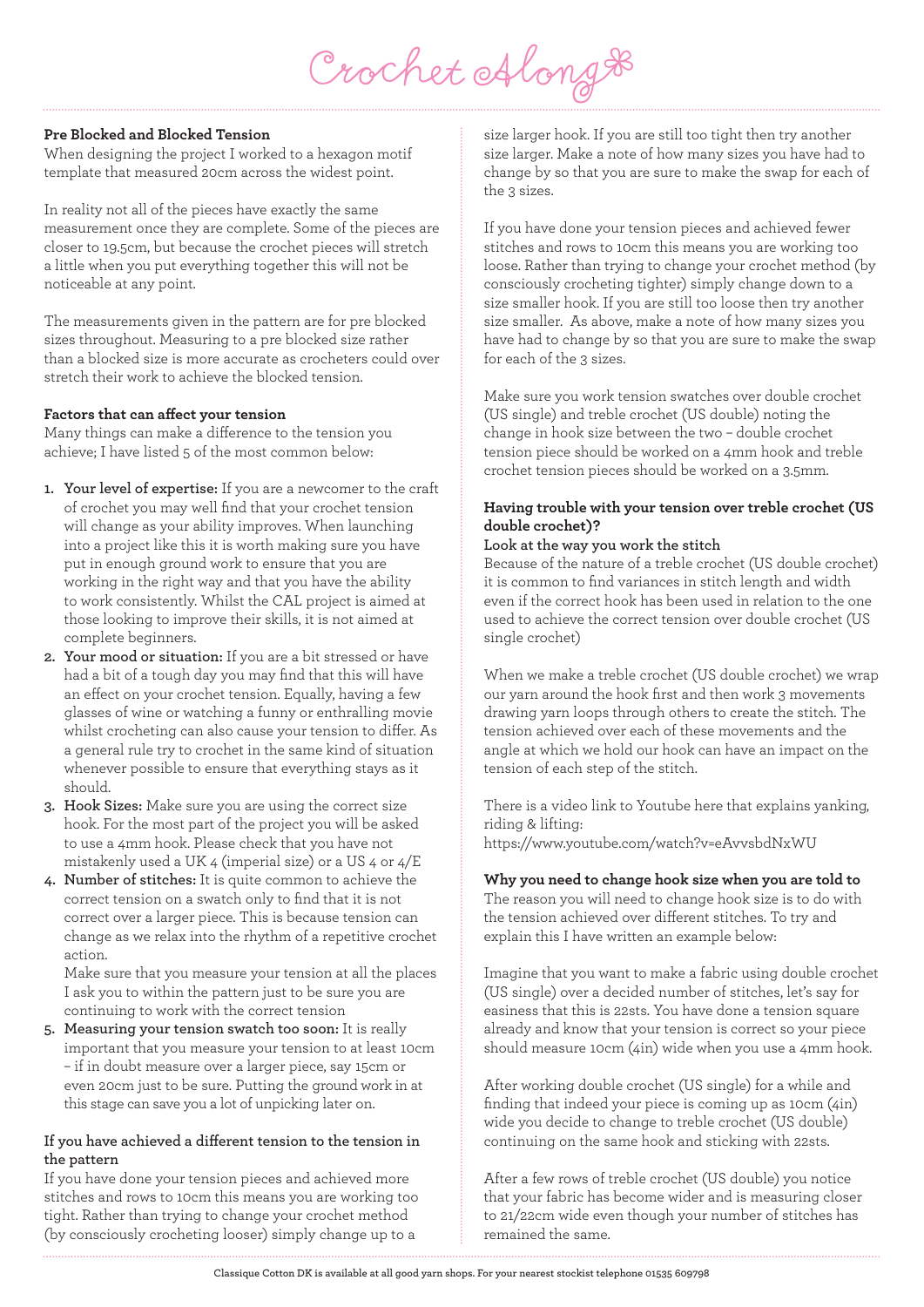# Crochet Along

**Pre Blocked and Blocked Tension**

When designing the project I worked to a hexagon motif template that measured 20cm across the widest point.

In reality not all of the pieces have exactly the same measurement once they are complete. Some of the pieces are closer to 19.5cm, but because the crochet pieces will stretch a little when you put everything together this will not be noticeable at any point.

The measurements given in the pattern are for pre blocked sizes throughout. Measuring to a pre blocked size rather than a blocked size is more accurate as crocheters could over stretch their work to achieve the blocked tension.

**Factors that can affect your tension**

Many things can make a difference to the tension you achieve; I have listed 5 of the most common below:

1. **Your level of expertise:** If you are a newcomer to the craft of crochet you may well find that your crochet tension will change as your ability improves. When launching into a project like this it is worth making sure you have put in enough ground work to ensure that you are working in the right way and that you have the ability to work consistently. Whilst the CAL project is aimed at those looking to improve their skills, it is not aimed at complete beginners.
2. **Your mood or situation:** If you are a bit stressed or have had a bit of a tough day you may find that this will have an effect on your crochet tension. Equally, having a few glasses of wine or watching a funny or enthralling movie whilst crocheting can also cause your tension to differ. As a general rule try to crochet in the same kind of situation whenever possible to ensure that everything stays as it should.
3. **Hook Sizes:** Make sure you are using the correct size hook. For the most part of the project you will be asked to use a 4mm hook. Please check that you have not mistakenly used a UK 4 (imperial size) or a US 4 or 4/E
4. **Number of stitches:** It is quite common to achieve the correct tension on a swatch only to find that it is not correct over a larger piece. This is because tension can change as we relax into the rhythm of a repetitive crochet action.

   Make sure that you measure your tension at all the places I ask you to within the pattern just to be sure you are continuing to work with the correct tension
5. **Measuring your tension swatch too soon:** It is really important that you measure your tension to at least 10cm – if in doubt measure over a larger piece, say 15cm or even 20cm just to be sure. Putting the ground work in at this stage can save you a lot of unpicking later on.

**If you have achieved a different tension to the tension in the pattern**

If you have done your tension pieces and achieved more stitches and rows to 10cm this means you are working too tight. Rather than trying to change your crochet method (by consciously crocheting looser) simply change up to a size larger hook. If you are still too tight then try another size larger. Make a note of how many sizes you have had to change by so that you are sure to make the swap for each of the 3 sizes.

If you have done your tension pieces and achieved fewer stitches and rows to 10cm this means you are working too loose. Rather than trying to change your crochet method (by consciously crocheting tighter) simply change down to a size smaller hook. If you are still too loose then try another size smaller. As above, make a note of how many sizes you have had to change by so that you are sure to make the swap for each of the 3 sizes.

Make sure you work tension swatches over double crochet (US single) and treble crochet (US double) noting the change in hook size between the two – double crochet tension piece should be worked on a 4mm hook and treble crochet tension pieces should be worked on a 3.5mm.

**Having trouble with your tension over treble crochet (US double crochet)?**

**Look at the way you work the stitch**

Because of the nature of a treble crochet (US double crochet) it is common to find variances in stitch length and width even if the correct hook has been used in relation to the one used to achieve the correct tension over double crochet (US single crochet)

When we make a treble crochet (US double crochet) we wrap our yarn around the hook first and then work 3 movements drawing yarn loops through others to create the stitch. The tension achieved over each of these movements and the angle at which we hold our hook can have an impact on the tension of each step of the stitch.

There is a video link to Youtube here that explains yanking, riding & lifting:
https://www.youtube.com/watch?v=eAvvsbdNxWU

**Why you need to change hook size when you are told to**

The reason you will need to change hook size is to do with the tension achieved over different stitches. To try and explain this I have written an example below:

Imagine that you want to make a fabric using double crochet (US single) over a decided number of stitches, let's say for easiness that this is 22sts. You have done a tension square already and know that your tension is correct so your piece should measure 10cm (4in) wide when you use a 4mm hook.

After working double crochet (US single) for a while and finding that indeed your piece is coming up as 10cm (4in) wide you decide to change to treble crochet (US double) continuing on the same hook and sticking with 22sts.

After a few rows of treble crochet (US double) you notice that your fabric has become wider and is measuring closer to 21/22cm wide even though your number of stitches has remained the same.

Classique Cotton DK is available at all good yarn shops. For your nearest stockist telephone 01535 609798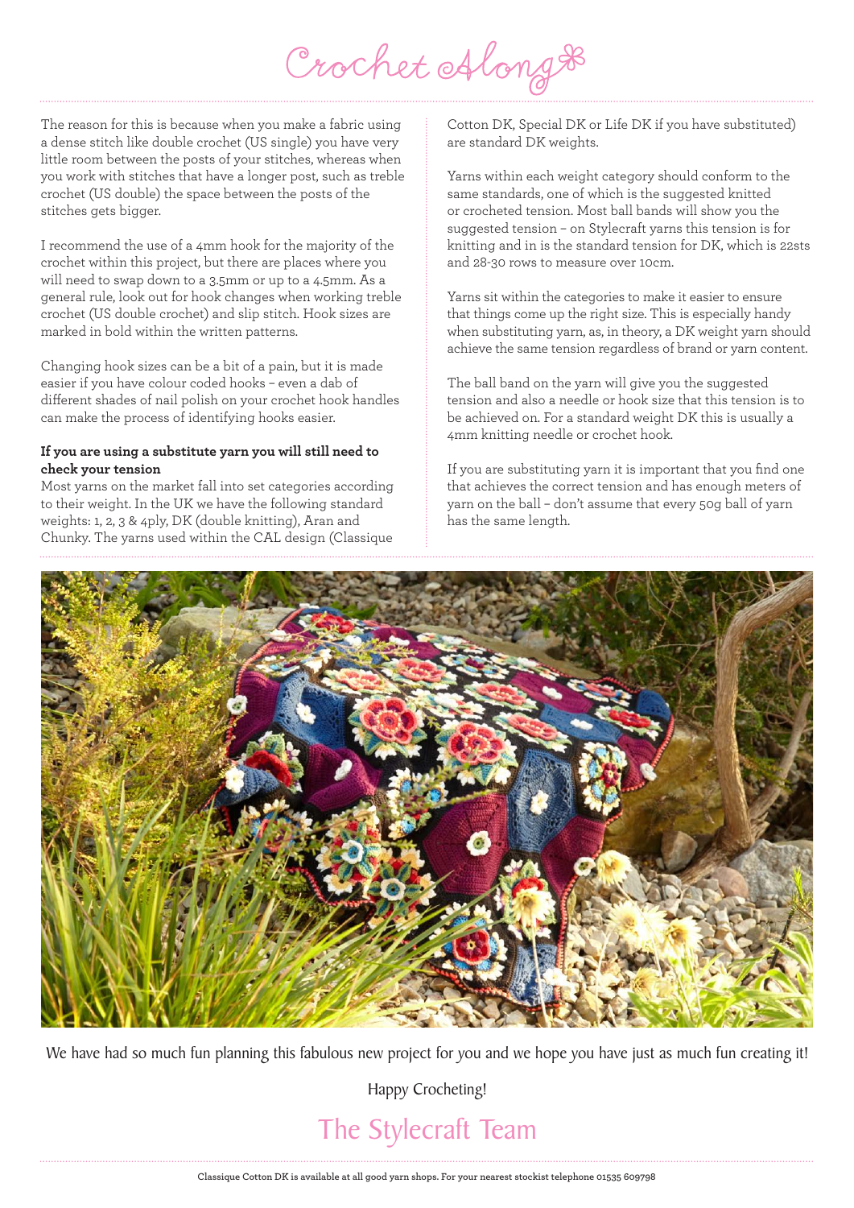# Crochet Along

The reason for this is because when you make a fabric using a dense stitch like double crochet (US single) you have very little room between the posts of your stitches, whereas when you work with stitches that have a longer post, such as treble crochet (US double) the space between the posts of the stitches gets bigger.

I recommend the use of a 4mm hook for the majority of the crochet within this project, but there are places where you will need to swap down to a 3.5mm or up to a 4.5mm. As a general rule, look out for hook changes when working treble crochet (US double crochet) and slip stitch. Hook sizes are marked in bold within the written patterns.

Changing hook sizes can be a bit of a pain, but it is made easier if you have colour coded hooks – even a dab of different shades of nail polish on your crochet hook handles can make the process of identifying hooks easier.

**If you are using a substitute yarn you will still need to check your tension**

Most yarns on the market fall into set categories according to their weight. In the UK we have the following standard weights: 1, 2, 3 & 4ply, DK (double knitting), Aran and Chunky. The yarns used within the CAL design (Classique Cotton DK, Special DK or Life DK if you have substituted) are standard DK weights.

Yarns within each weight category should conform to the same standards, one of which is the suggested knitted or crocheted tension. Most ball bands will show you the suggested tension – on Stylecraft yarns this tension is for knitting and in is the standard tension for DK, which is 22sts and 28-30 rows to measure over 10cm.

Yarns sit within the categories to make it easier to ensure that things come up the right size. This is especially handy when substituting yarn, as, in theory, a DK weight yarn should achieve the same tension regardless of brand or yarn content.

The ball band on the yarn will give you the suggested tension and also a needle or hook size that this tension is to be achieved on. For a standard weight DK this is usually a 4mm knitting needle or crochet hook.

If you are substituting yarn it is important that you find one that achieves the correct tension and has enough meters of yarn on the ball – don't assume that every 50g ball of yarn has the same length.

We have had so much fun planning this fabulous new project for you and we hope you have just as much fun creating it!

Happy Crocheting!

The Stylecraft Team

Classique Cotton DK is available at all good yarn shops. For your nearest stockist telephone 01535 609798